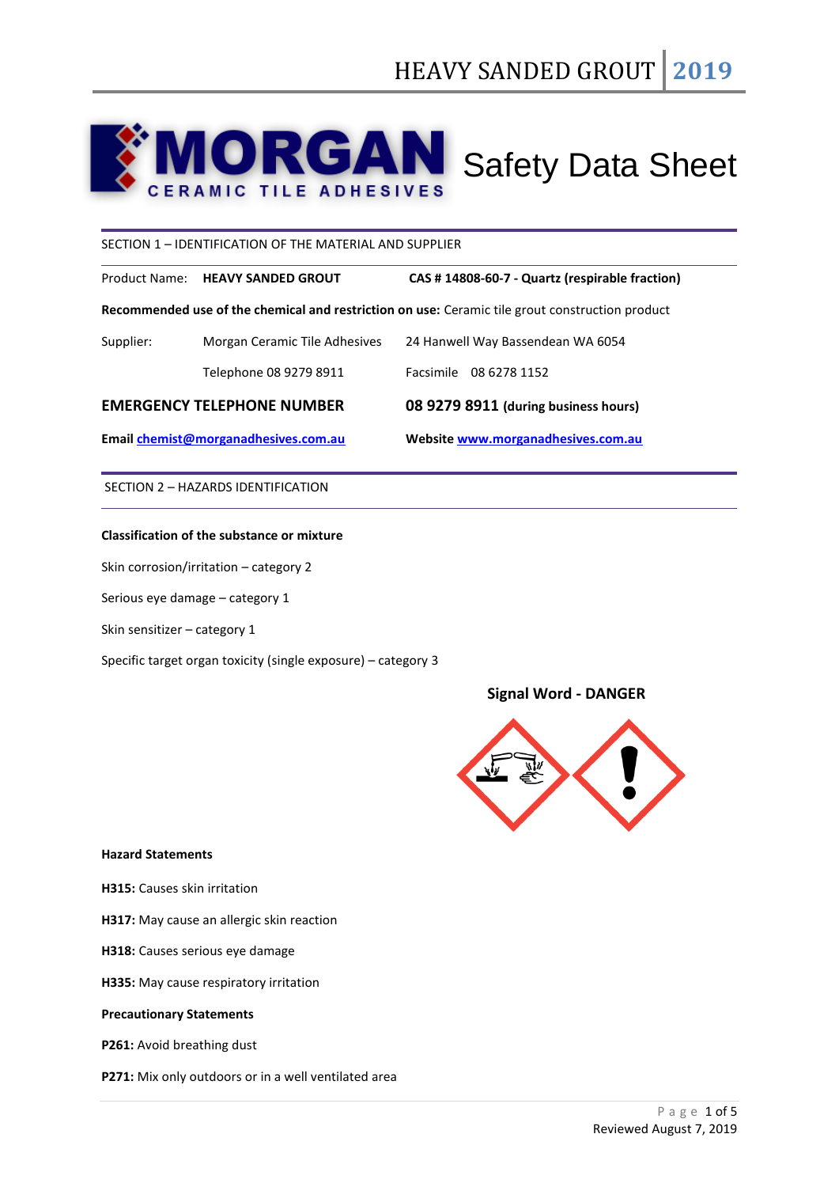# MORGAN CERAMIC TILE ADHESIVES Safety Data Sheet

## SECTION 1 – IDENTIFICATION OF THE MATERIAL AND SUPPLIER

Product Name: **HEAVY SANDED GROUT** **CAS # 14808-60-7 - Quartz (respirable fraction)**

**Recommended use of the chemical and restriction on use:** Ceramic tile grout construction product

| | | |
|---|---|---|
| Supplier: | Morgan Ceramic Tile Adhesives | 24 Hanwell Way Bassendean WA 6054 |
| | Telephone 08 9279 8911 | Facsimile 08 6278 1152 |

**EMERGENCY TELEPHONE NUMBER** **08 9279 8911 (during business hours)**

**Email** **chemist@morganadhesives.com.au** **Website** **www.morganadhesives.com.au**

## SECTION 2 – HAZARDS IDENTIFICATION

**Classification of the substance or mixture**

Skin corrosion/irritation – category 2

Serious eye damage – category 1

Skin sensitizer – category 1

Specific target organ toxicity (single exposure) – category 3

**Signal Word - DANGER**

**Hazard Statements**

**H315:** Causes skin irritation

**H317:** May cause an allergic skin reaction

**H318:** Causes serious eye damage

**H335:** May cause respiratory irritation

**Precautionary Statements**

**P261:** Avoid breathing dust

**P271:** Mix only outdoors or in a well ventilated area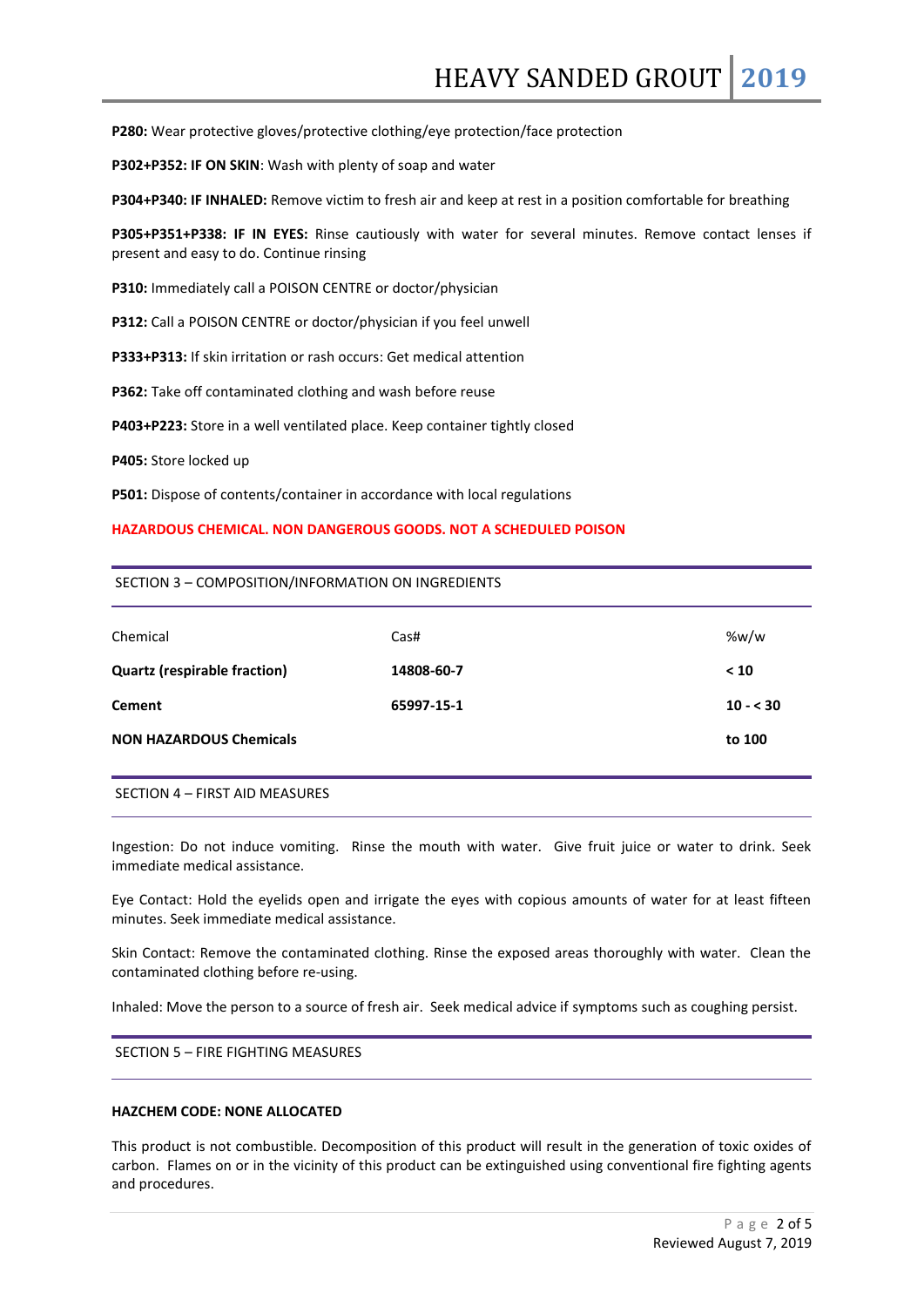**P280:** Wear protective gloves/protective clothing/eye protection/face protection

**P302+P352: IF ON SKIN**: Wash with plenty of soap and water

**P304+P340: IF INHALED:** Remove victim to fresh air and keep at rest in a position comfortable for breathing

**P305+P351+P338: IF IN EYES:** Rinse cautiously with water for several minutes. Remove contact lenses if present and easy to do. Continue rinsing

**P310:** Immediately call a POISON CENTRE or doctor/physician

**P312:** Call a POISON CENTRE or doctor/physician if you feel unwell

**P333+P313:** If skin irritation or rash occurs: Get medical attention

**P362:** Take off contaminated clothing and wash before reuse

**P403+P223:** Store in a well ventilated place. Keep container tightly closed

**P405:** Store locked up

**P501:** Dispose of contents/container in accordance with local regulations

**HAZARDOUS CHEMICAL. NON DANGEROUS GOODS. NOT A SCHEDULED POISON**

## SECTION 3 – COMPOSITION/INFORMATION ON INGREDIENTS

| Chemical | Cas# | %w/w |
|---|---|---|
| **Quartz (respirable fraction)** | **14808-60-7** | **< 10** |
| **Cement** | **65997-15-1** | **10 - < 30** |
| **NON HAZARDOUS Chemicals** | | **to 100** |

## SECTION 4 – FIRST AID MEASURES

Ingestion: Do not induce vomiting. Rinse the mouth with water. Give fruit juice or water to drink. Seek immediate medical assistance.

Eye Contact: Hold the eyelids open and irrigate the eyes with copious amounts of water for at least fifteen minutes. Seek immediate medical assistance.

Skin Contact: Remove the contaminated clothing. Rinse the exposed areas thoroughly with water. Clean the contaminated clothing before re-using.

Inhaled: Move the person to a source of fresh air. Seek medical advice if symptoms such as coughing persist.

## SECTION 5 – FIRE FIGHTING MEASURES

**HAZCHEM CODE: NONE ALLOCATED**

This product is not combustible. Decomposition of this product will result in the generation of toxic oxides of carbon. Flames on or in the vicinity of this product can be extinguished using conventional fire fighting agents and procedures.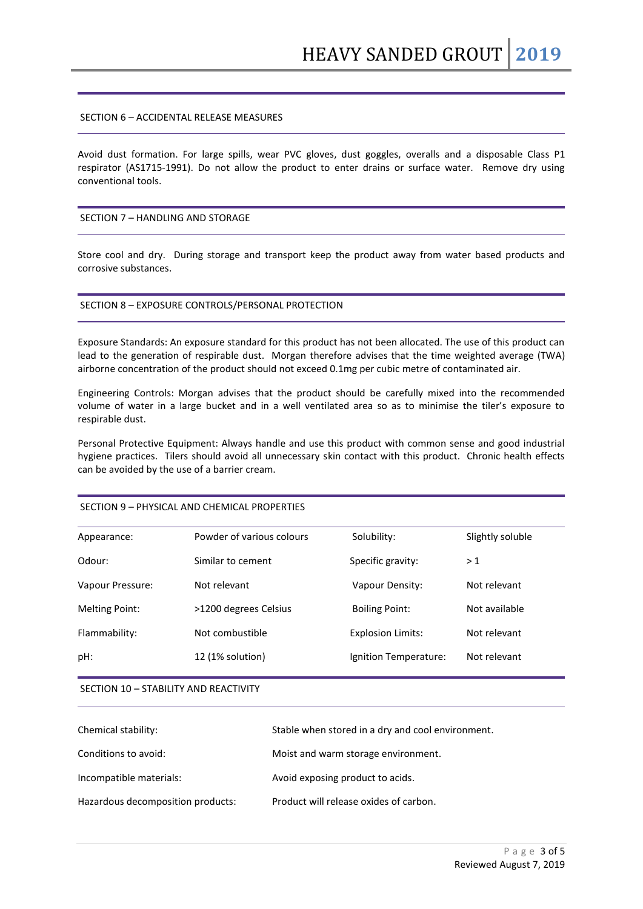## SECTION 6 – ACCIDENTAL RELEASE MEASURES

Avoid dust formation. For large spills, wear PVC gloves, dust goggles, overalls and a disposable Class P1 respirator (AS1715-1991). Do not allow the product to enter drains or surface water. Remove dry using conventional tools.

## SECTION 7 – HANDLING AND STORAGE

Store cool and dry. During storage and transport keep the product away from water based products and corrosive substances.

## SECTION 8 – EXPOSURE CONTROLS/PERSONAL PROTECTION

Exposure Standards: An exposure standard for this product has not been allocated. The use of this product can lead to the generation of respirable dust. Morgan therefore advises that the time weighted average (TWA) airborne concentration of the product should not exceed 0.1mg per cubic metre of contaminated air.

Engineering Controls: Morgan advises that the product should be carefully mixed into the recommended volume of water in a large bucket and in a well ventilated area so as to minimise the tiler's exposure to respirable dust.

Personal Protective Equipment: Always handle and use this product with common sense and good industrial hygiene practices. Tilers should avoid all unnecessary skin contact with this product. Chronic health effects can be avoided by the use of a barrier cream.

## SECTION 9 – PHYSICAL AND CHEMICAL PROPERTIES

| | | | |
|---|---|---|---|
| Appearance: | Powder of various colours | Solubility: | Slightly soluble |
| Odour: | Similar to cement | Specific gravity: | > 1 |
| Vapour Pressure: | Not relevant | Vapour Density: | Not relevant |
| Melting Point: | >1200 degrees Celsius | Boiling Point: | Not available |
| Flammability: | Not combustible | Explosion Limits: | Not relevant |
| pH: | 12 (1% solution) | Ignition Temperature: | Not relevant |

## SECTION 10 – STABILITY AND REACTIVITY

| | |
|---|---|
| Chemical stability: | Stable when stored in a dry and cool environment. |
| Conditions to avoid: | Moist and warm storage environment. |
| Incompatible materials: | Avoid exposing product to acids. |
| Hazardous decomposition products: | Product will release oxides of carbon. |

Reviewed August 7, 2019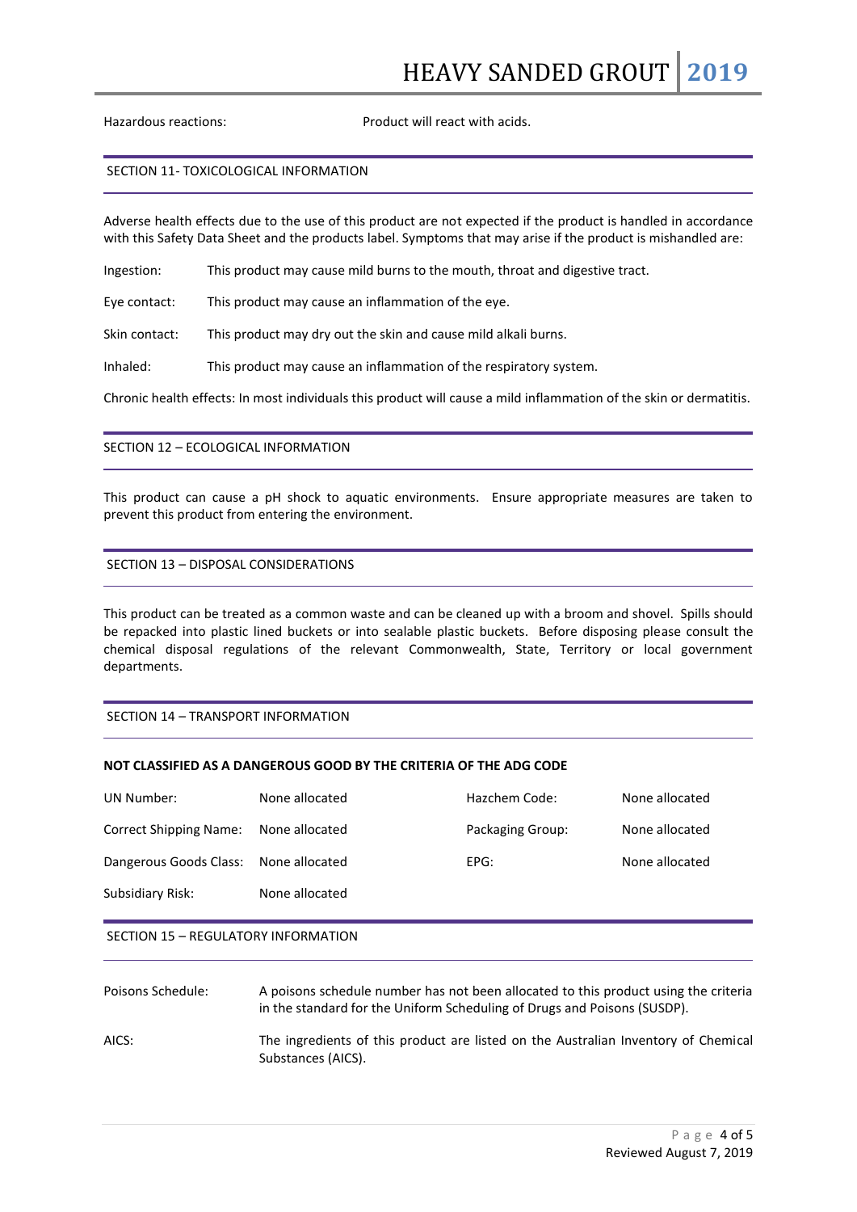Hazardous reactions: Product will react with acids.

## SECTION 11- TOXICOLOGICAL INFORMATION

Adverse health effects due to the use of this product are not expected if the product is handled in accordance with this Safety Data Sheet and the products label. Symptoms that may arise if the product is mishandled are:

Ingestion: This product may cause mild burns to the mouth, throat and digestive tract.

Eye contact: This product may cause an inflammation of the eye.

Skin contact: This product may dry out the skin and cause mild alkali burns.

Inhaled: This product may cause an inflammation of the respiratory system.

Chronic health effects: In most individuals this product will cause a mild inflammation of the skin or dermatitis.

## SECTION 12 – ECOLOGICAL INFORMATION

This product can cause a pH shock to aquatic environments. Ensure appropriate measures are taken to prevent this product from entering the environment.

## SECTION 13 – DISPOSAL CONSIDERATIONS

This product can be treated as a common waste and can be cleaned up with a broom and shovel. Spills should be repacked into plastic lined buckets or into sealable plastic buckets. Before disposing please consult the chemical disposal regulations of the relevant Commonwealth, State, Territory or local government departments.

## SECTION 14 – TRANSPORT INFORMATION

**NOT CLASSIFIED AS A DANGEROUS GOOD BY THE CRITERIA OF THE ADG CODE**

| | | | |
|---|---|---|---|
| UN Number: | None allocated | Hazchem Code: | None allocated |
| Correct Shipping Name: | None allocated | Packaging Group: | None allocated |
| Dangerous Goods Class: | None allocated | EPG: | None allocated |
| Subsidiary Risk: | None allocated | | |

## SECTION 15 – REGULATORY INFORMATION

Poisons Schedule: A poisons schedule number has not been allocated to this product using the criteria in the standard for the Uniform Scheduling of Drugs and Poisons (SUSDP).

AICS: The ingredients of this product are listed on the Australian Inventory of Chemical Substances (AICS).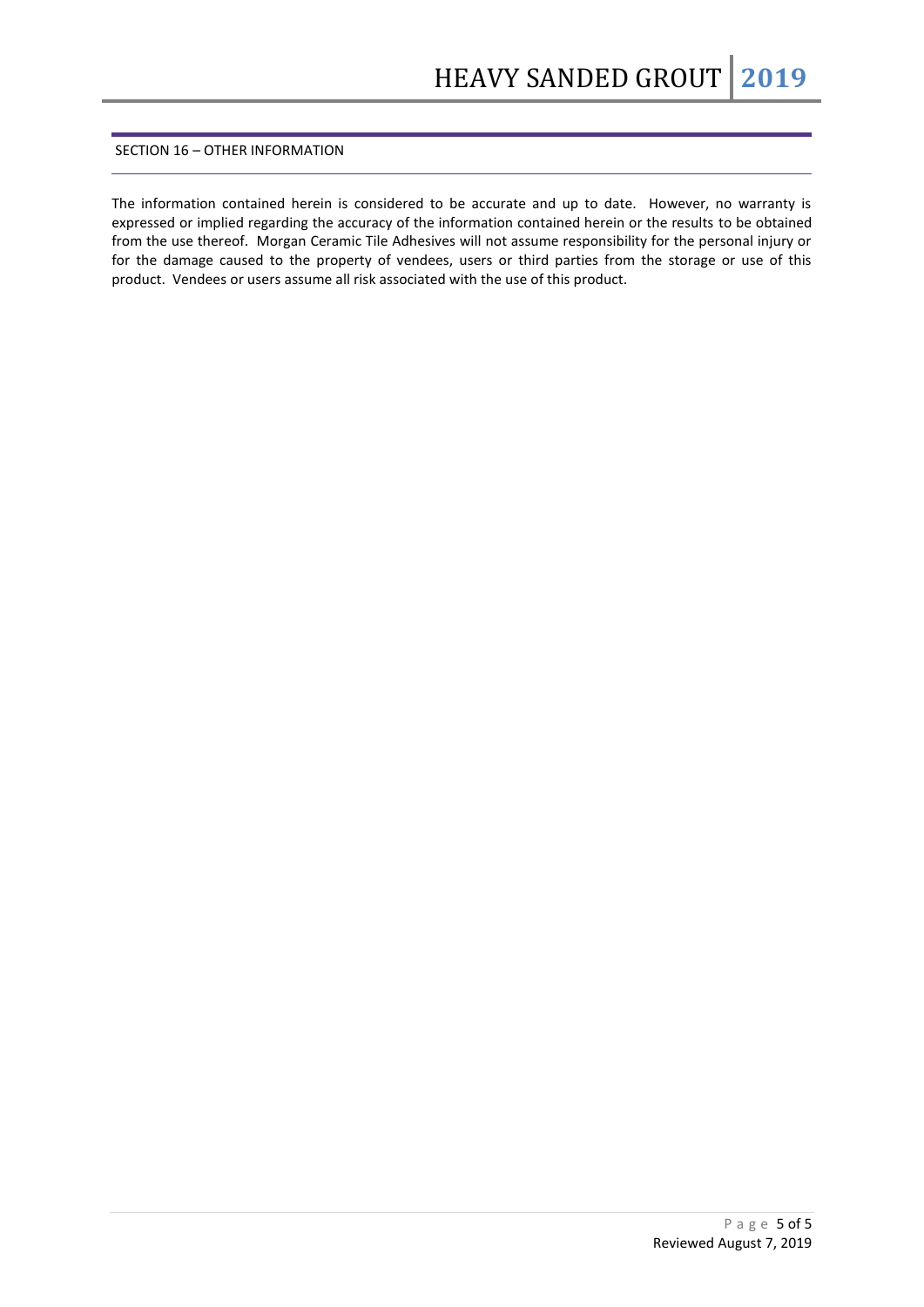## SECTION 16 – OTHER INFORMATION

The information contained herein is considered to be accurate and up to date. However, no warranty is expressed or implied regarding the accuracy of the information contained herein or the results to be obtained from the use thereof. Morgan Ceramic Tile Adhesives will not assume responsibility for the personal injury or for the damage caused to the property of vendees, users or third parties from the storage or use of this product. Vendees or users assume all risk associated with the use of this product.